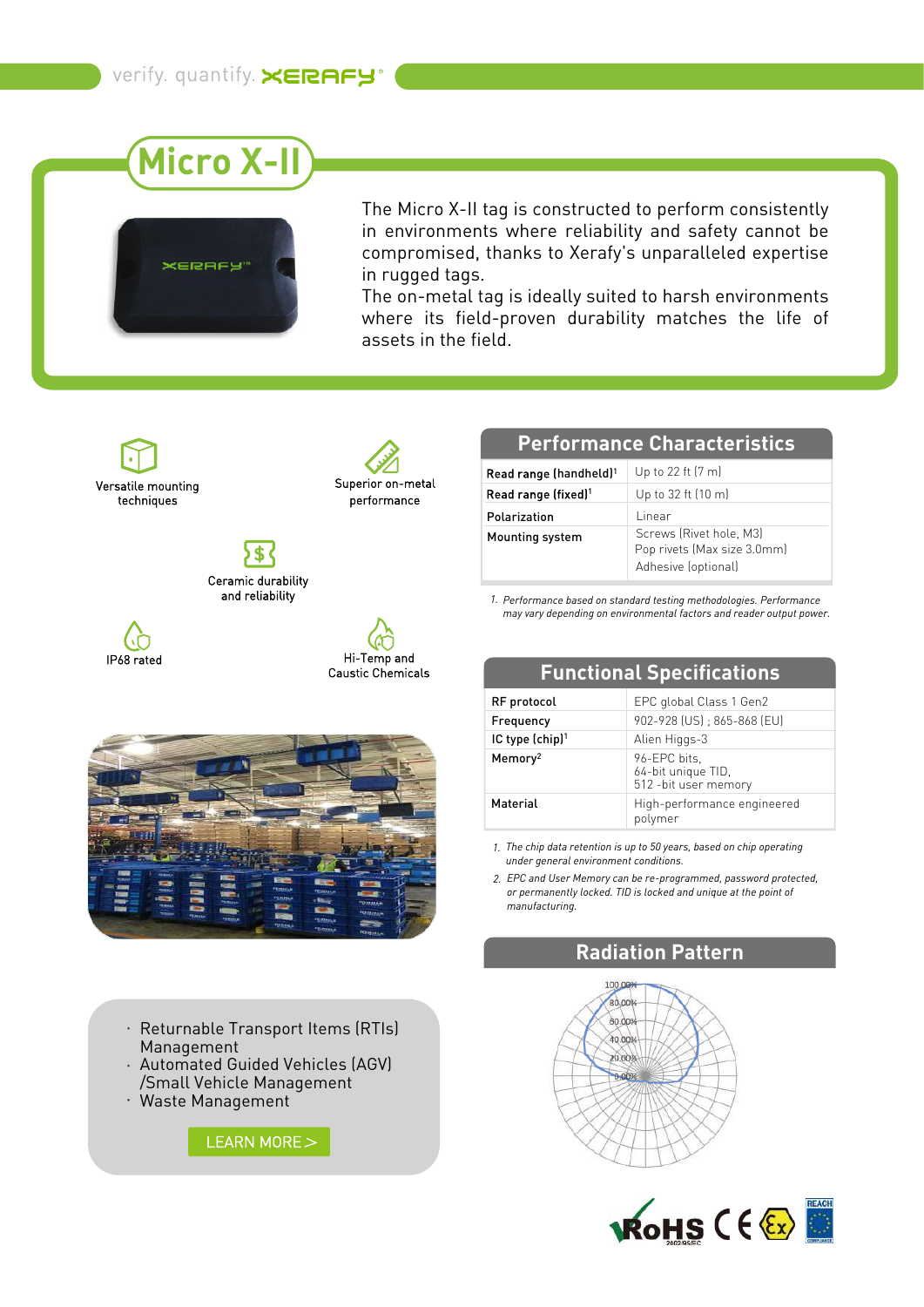verify. quantify. XERAFY

# Micro X-II

The Micro X-II tag is constructed to perform consistently in environments where reliability and safety cannot be compromised, thanks to Xerafy's unparalleled expertise in rugged tags.
The on-metal tag is ideally suited to harsh environments where its field-proven durability matches the life of assets in the field.

- Versatile mounting techniques
- Superior on-metal performance
- Ceramic durability and reliability
- IP68 rated
- Hi-Temp and Caustic Chemicals

## Performance Characteristics

| | |
|---|---|
| Read range (handheld)[1] | Up to 22 ft (7 m) |
| Read range (fixed)[1] | Up to 32 ft (10 m) |
| Polarization | Linear |
| Mounting system | Screws (Rivet hole, M3)<br>Pop rivets (Max size 3.0mm)<br>Adhesive (optional) |

*1. Performance based on standard testing methodologies. Performance may vary depending on environmental factors and reader output power.*

## Functional Specifications

| | |
|---|---|
| RF protocol | EPC global Class 1 Gen2 |
| Frequency | 902-928 (US) ; 865-868 (EU) |
| IC type (chip)[1] | Alien Higgs-3 |
| Memory[2] | 96-EPC bits,<br>64-bit unique TID,<br>512 -bit user memory |
| Material | High-performance engineered polymer |

*1. The chip data retention is up to 50 years, based on chip operating under general environment conditions.*

*2. EPC and User Memory can be re-programmed, password protected, or permanently locked. TID is locked and unique at the point of manufacturing.*

## Radiation Pattern

- Returnable Transport Items (RTIs) Management
- Automated Guided Vehicles (AGV) /Small Vehicle Management
- Waste Management

LEARN MORE >

RoHS 2002/95/EC · CE · Ex · REACH COMPLIANCE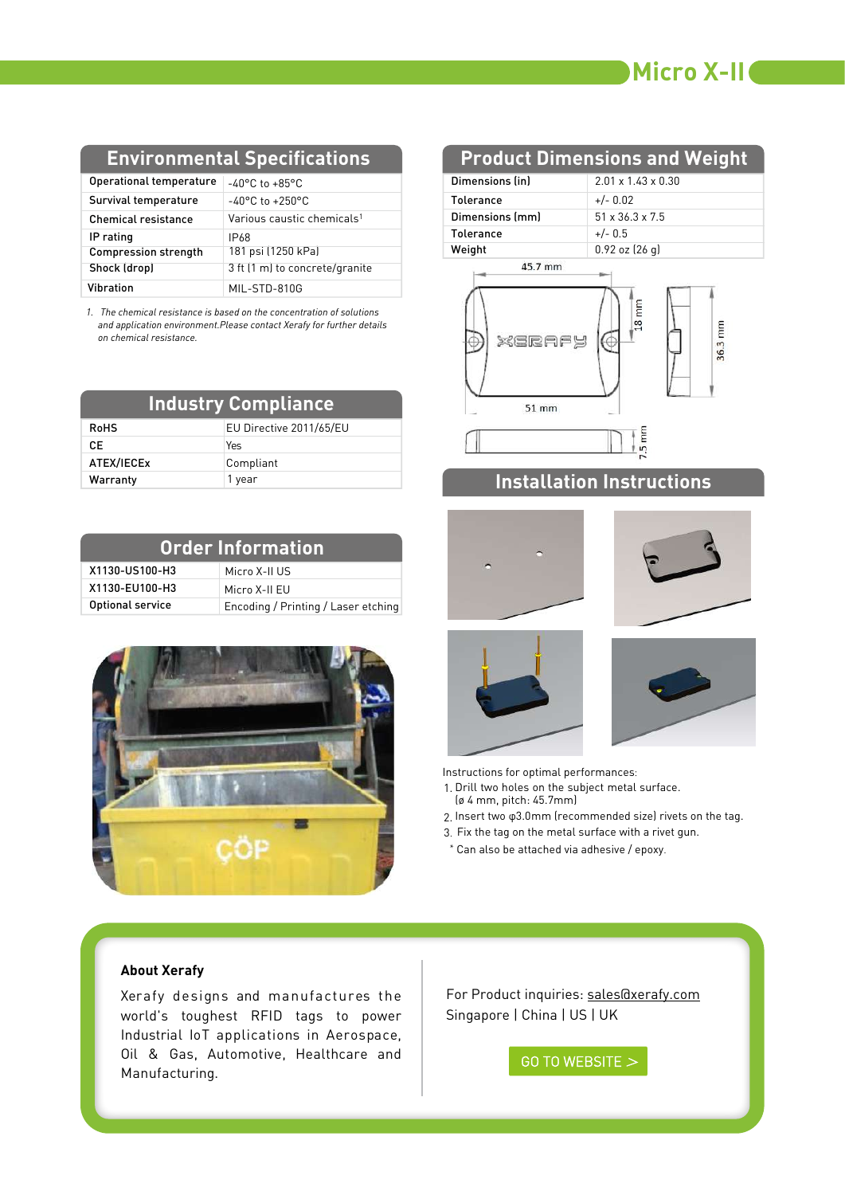## Environmental Specifications

| | |
|---|---|
| Operational temperature | -40°C to +85°C |
| Survival temperature | -40°C to +250°C |
| Chemical resistance | Various caustic chemicals[1] |
| IP rating | IP68 |
| Compression strength | 181 psi (1250 kPa) |
| Shock (drop) | 3 ft (1 m) to concrete/granite |
| Vibration | MIL-STD-810G |

1. *The chemical resistance is based on the concentration of solutions and application environment.Please contact Xerafy for further details on chemical resistance.*

## Industry Compliance

| | |
|---|---|
| RoHS | EU Directive 2011/65/EU |
| CE | Yes |
| ATEX/IECEx | Compliant |
| Warranty | 1 year |

## Order Information

| | |
|---|---|
| X1130-US100-H3 | Micro X-II US |
| X1130-EU100-H3 | Micro X-II EU |
| Optional service | Encoding / Printing / Laser etching |

## Product Dimensions and Weight

| | |
|---|---|
| Dimensions (in) | 2.01 x 1.43 x 0.30 |
| Tolerance | +/- 0.02 |
| Dimensions (mm) | 51 x 36.3 x 7.5 |
| Tolerance | +/- 0.5 |
| Weight | 0.92 oz (26 g) |

45.7 mm
18 mm
36.3 mm
51 mm
7.5 mm

## Installation Instructions

Instructions for optimal performances:

1. Drill two holes on the subject metal surface. (ø 4 mm, pitch: 45.7mm)
2. Insert two φ3.0mm (recommended size) rivets on the tag.
3. Fix the tag on the metal surface with a rivet gun.

\* Can also be attached via adhesive / epoxy.

**About Xerafy**

Xerafy designs and manufactures the world's toughest RFID tags to power Industrial IoT applications in Aerospace, Oil & Gas, Automotive, Healthcare and Manufacturing.

For Product inquiries: sales@xerafy.com

Singapore | China | US | UK

GO TO WEBSITE >